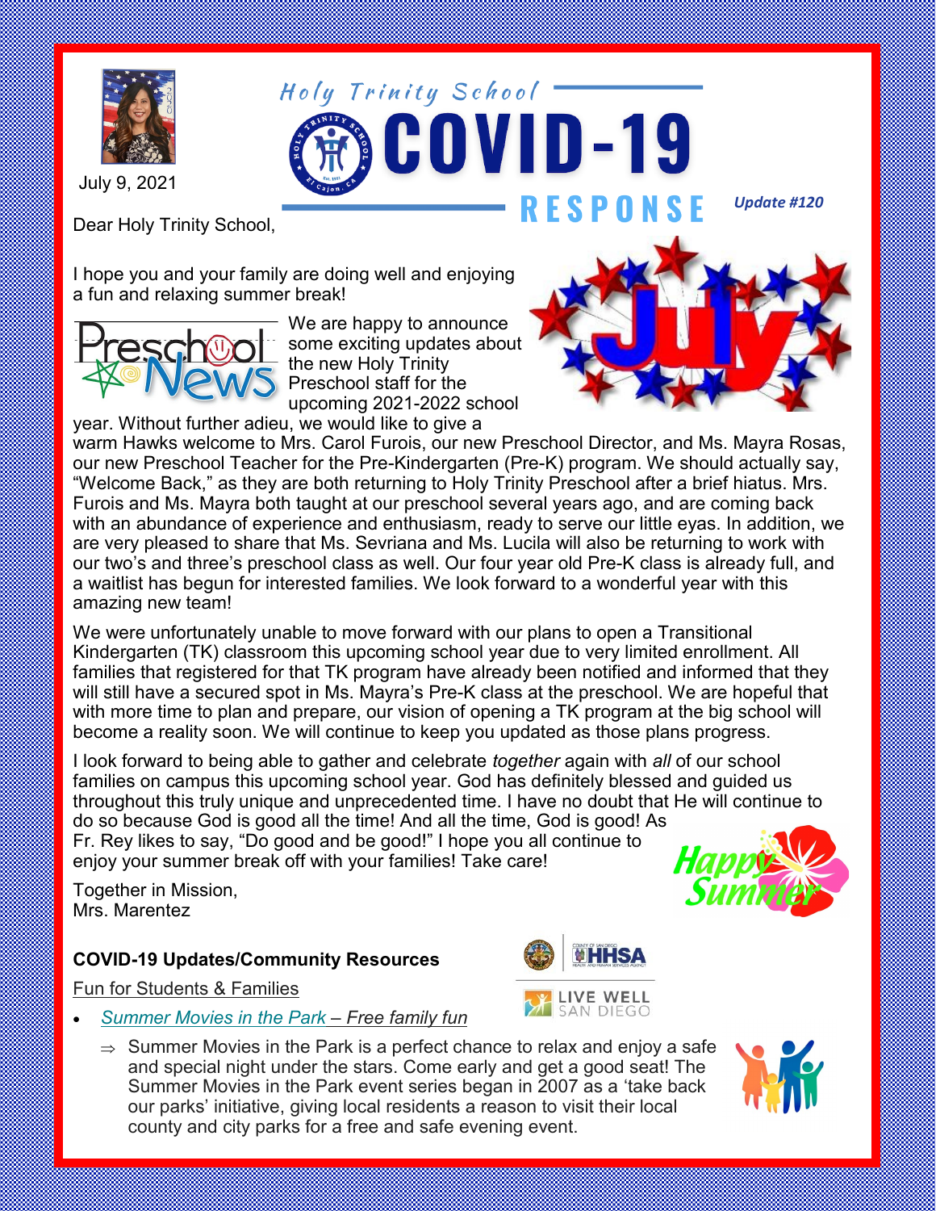July 9, 2021

# Holy Trinity School COVID-19 RESPONSE

*Update #120*

Dear Holy Trinity School,

I hope you and your family are doing well and enjoying a fun and relaxing summer break!

We are happy to announce some exciting updates about the new Holy Trinity Preschool staff for the upcoming 2021-2022 school year. Without further adieu, we would like to give a warm Hawks welcome to Mrs. Carol Furois, our new Preschool Director, and Ms. Mayra Rosas, our new Preschool Teacher for the Pre-Kindergarten (Pre-K) program. We should actually say, "Welcome Back," as they are both returning to Holy Trinity Preschool after a brief hiatus. Mrs. Furois and Ms. Mayra both taught at our preschool several years ago, and are coming back with an abundance of experience and enthusiasm, ready to serve our little eyas. In addition, we are very pleased to share that Ms. Sevriana and Ms. Lucila will also be returning to work with our two's and three's preschool class as well. Our four year old Pre-K class is already full, and a waitlist has begun for interested families. We look forward to a wonderful year with this amazing new team!

We were unfortunately unable to move forward with our plans to open a Transitional Kindergarten (TK) classroom this upcoming school year due to very limited enrollment. All families that registered for that TK program have already been notified and informed that they will still have a secured spot in Ms. Mayra's Pre-K class at the preschool. We are hopeful that with more time to plan and prepare, our vision of opening a TK program at the big school will become a reality soon. We will continue to keep you updated as those plans progress.

I look forward to being able to gather and celebrate *together* again with *all* of our school families on campus this upcoming school year. God has definitely blessed and guided us throughout this truly unique and unprecedented time. I have no doubt that He will continue to do so because God is good all the time! And all the time, God is good! As Fr. Rey likes to say, "Do good and be good!" I hope you all continue to enjoy your summer break off with your families! Take care!

Together in Mission,
Mrs. Marentez

**COVID-19 Updates/Community Resources**

Fun for Students & Families

- *Summer Movies in the Park – Free family fun*
  - ⇒ Summer Movies in the Park is a perfect chance to relax and enjoy a safe and special night under the stars. Come early and get a good seat! The Summer Movies in the Park event series began in 2007 as a 'take back our parks' initiative, giving local residents a reason to visit their local county and city parks for a free and safe evening event.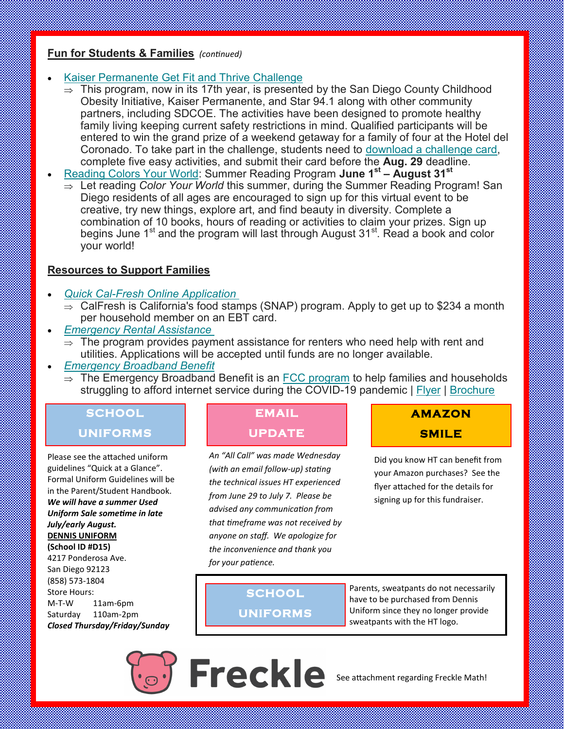## Fun for Students & Families *(continued)*

- Kaiser Permanente Get Fit and Thrive Challenge
  - ⇒ This program, now in its 17th year, is presented by the San Diego County Childhood Obesity Initiative, Kaiser Permanente, and Star 94.1 along with other community partners, including SDCOE. The activities have been designed to promote healthy family living keeping current safety restrictions in mind. Qualified participants will be entered to win the grand prize of a weekend getaway for a family of four at the Hotel del Coronado. To take part in the challenge, students need to download a challenge card, complete five easy activities, and submit their card before the **Aug. 29** deadline.
- Reading Colors Your World: Summer Reading Program **June 1st – August 31st**
  - ⇒ Let reading *Color Your World* this summer, during the Summer Reading Program! San Diego residents of all ages are encouraged to sign up for this virtual event to be creative, try new things, explore art, and find beauty in diversity. Complete a combination of 10 books, hours of reading or activities to claim your prizes. Sign up begins June 1st and the program will last through August 31st. Read a book and color your world!

## Resources to Support Families

- *Quick Cal-Fresh Online Application*
  - ⇒ CalFresh is California's food stamps (SNAP) program. Apply to get up to $234 a month per household member on an EBT card.
- *Emergency Rental Assistance*
  - ⇒ The program provides payment assistance for renters who need help with rent and utilities. Applications will be accepted until funds are no longer available.
- *Emergency Broadband Benefit*
  - ⇒ The Emergency Broadband Benefit is an FCC program to help families and households struggling to afford internet service during the COVID-19 pandemic | Flyer | Brochure

### SCHOOL UNIFORMS

Please see the attached uniform guidelines "Quick at a Glance". Formal Uniform Guidelines will be in the Parent/Student Handbook. ***We will have a summer Used Uniform Sale sometime in late July/early August.***

**DENNIS UNIFORM**
**(School ID #D15)**
4217 Ponderosa Ave.
San Diego 92123
(858) 573-1804
Store Hours:
M-T-W 11am-6pm
Saturday 110am-2pm
***Closed Thursday/Friday/Sunday***

### EMAIL UPDATE

*An "All Call" was made Wednesday (with an email follow-up) stating the technical issues HT experienced from June 29 to July 7. Please be advised any communication from that timeframe was not received by anyone on staff. We apologize for the inconvenience and thank you for your patience.*

### AMAZON SMILE

Did you know HT can benefit from your Amazon purchases? See the flyer attached for the details for signing up for this fundraiser.

### SCHOOL UNIFORMS

Parents, sweatpants do not necessarily have to be purchased from Dennis Uniform since they no longer provide sweatpants with the HT logo.

**Freckle**

See attachment regarding Freckle Math!